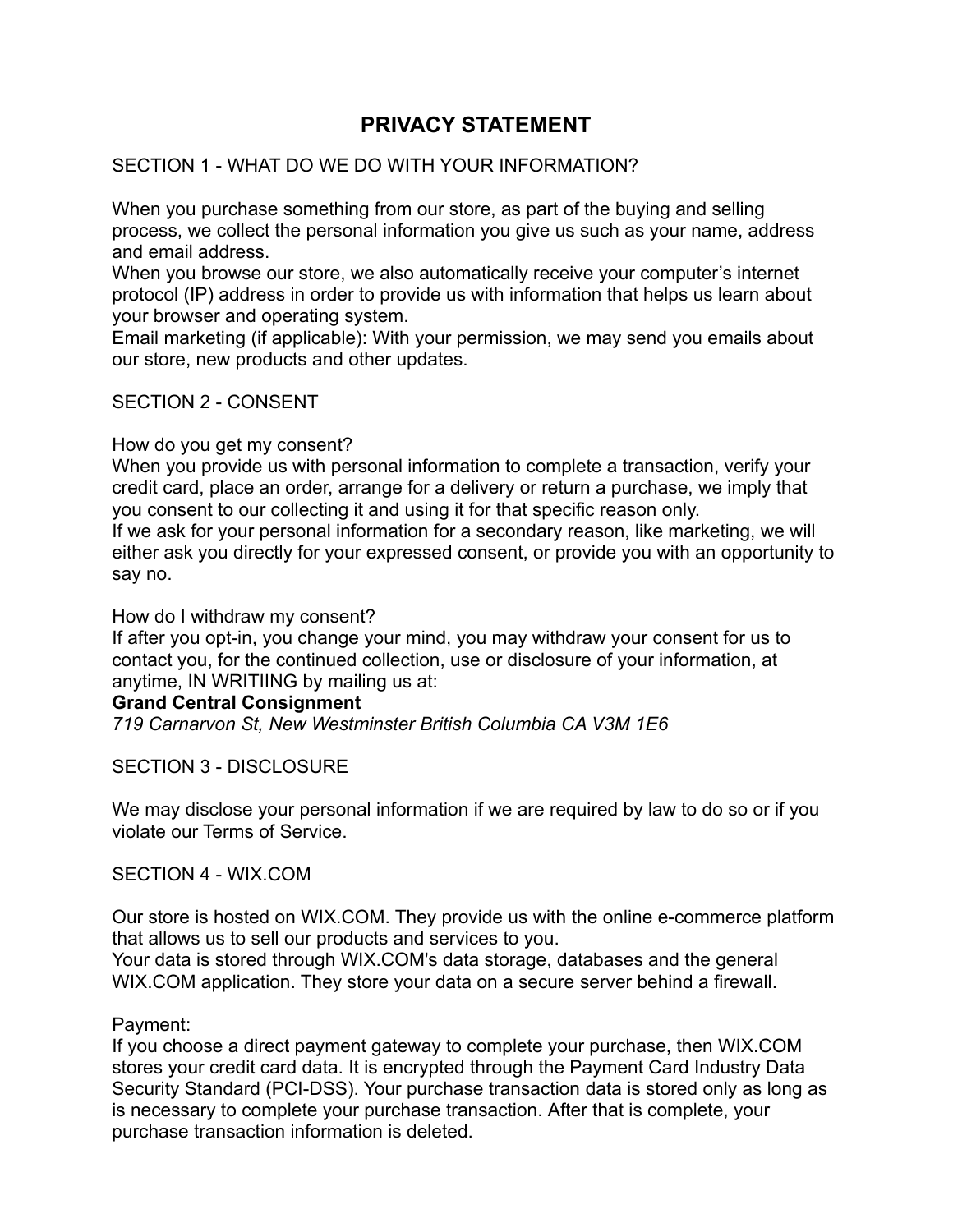# PRIVACY STATEMENT

SECTION 1 - WHAT DO WE DO WITH YOUR INFORMATION?

When you purchase something from our store, as part of the buying and selling process, we collect the personal information you give us such as your name, address and email address.
When you browse our store, we also automatically receive your computer's internet protocol (IP) address in order to provide us with information that helps us learn about your browser and operating system.
Email marketing (if applicable): With your permission, we may send you emails about our store, new products and other updates.

SECTION 2 - CONSENT

How do you get my consent?
When you provide us with personal information to complete a transaction, verify your credit card, place an order, arrange for a delivery or return a purchase, we imply that you consent to our collecting it and using it for that specific reason only.
If we ask for your personal information for a secondary reason, like marketing, we will either ask you directly for your expressed consent, or provide you with an opportunity to say no.

How do I withdraw my consent?
If after you opt-in, you change your mind, you may withdraw your consent for us to contact you, for the continued collection, use or disclosure of your information, at anytime, IN WRITIING by mailing us at:
**Grand Central Consignment**
*719 Carnarvon St, New Westminster British Columbia CA V3M 1E6*

SECTION 3 - DISCLOSURE

We may disclose your personal information if we are required by law to do so or if you violate our Terms of Service.

SECTION 4 - WIX.COM

Our store is hosted on WIX.COM. They provide us with the online e-commerce platform that allows us to sell our products and services to you.
Your data is stored through WIX.COM's data storage, databases and the general WIX.COM application. They store your data on a secure server behind a firewall.

Payment:
If you choose a direct payment gateway to complete your purchase, then WIX.COM stores your credit card data. It is encrypted through the Payment Card Industry Data Security Standard (PCI-DSS). Your purchase transaction data is stored only as long as is necessary to complete your purchase transaction. After that is complete, your purchase transaction information is deleted.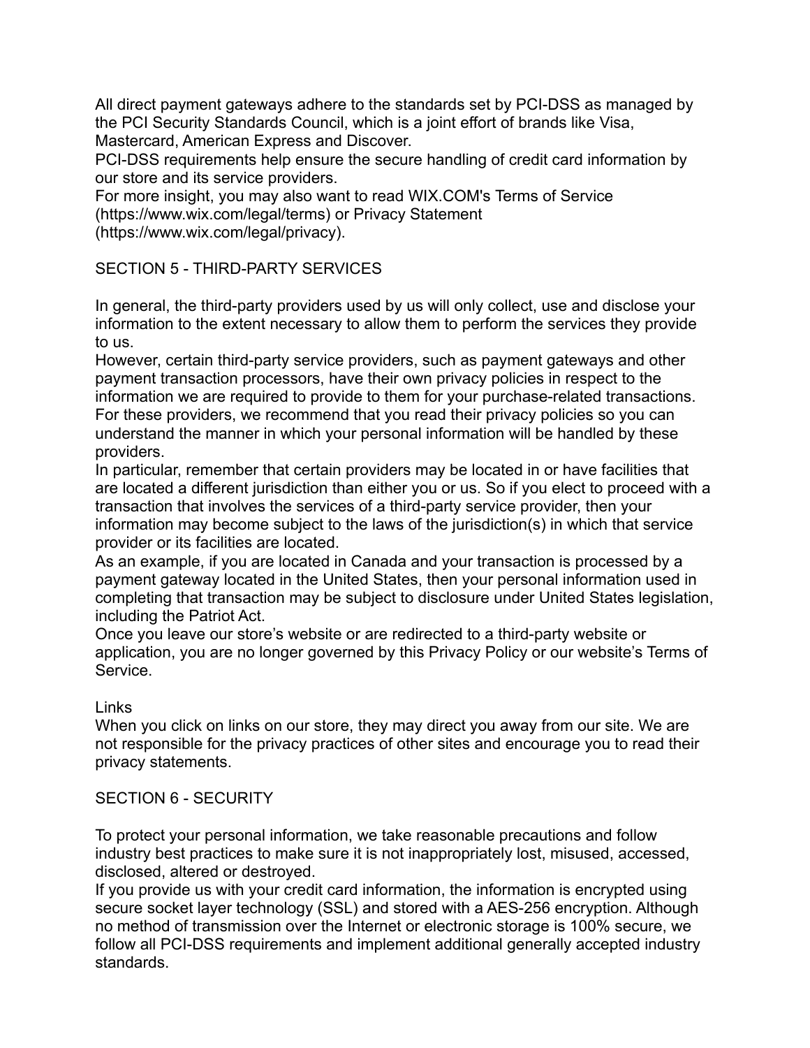All direct payment gateways adhere to the standards set by PCI-DSS as managed by the PCI Security Standards Council, which is a joint effort of brands like Visa, Mastercard, American Express and Discover.
PCI-DSS requirements help ensure the secure handling of credit card information by our store and its service providers.
For more insight, you may also want to read WIX.COM's Terms of Service (https://www.wix.com/legal/terms) or Privacy Statement (https://www.wix.com/legal/privacy).

## SECTION 5 - THIRD-PARTY SERVICES

In general, the third-party providers used by us will only collect, use and disclose your information to the extent necessary to allow them to perform the services they provide to us.
However, certain third-party service providers, such as payment gateways and other payment transaction processors, have their own privacy policies in respect to the information we are required to provide to them for your purchase-related transactions.
For these providers, we recommend that you read their privacy policies so you can understand the manner in which your personal information will be handled by these providers.
In particular, remember that certain providers may be located in or have facilities that are located a different jurisdiction than either you or us. So if you elect to proceed with a transaction that involves the services of a third-party service provider, then your information may become subject to the laws of the jurisdiction(s) in which that service provider or its facilities are located.
As an example, if you are located in Canada and your transaction is processed by a payment gateway located in the United States, then your personal information used in completing that transaction may be subject to disclosure under United States legislation, including the Patriot Act.
Once you leave our store's website or are redirected to a third-party website or application, you are no longer governed by this Privacy Policy or our website's Terms of Service.

### Links

When you click on links on our store, they may direct you away from our site. We are not responsible for the privacy practices of other sites and encourage you to read their privacy statements.

## SECTION 6 - SECURITY

To protect your personal information, we take reasonable precautions and follow industry best practices to make sure it is not inappropriately lost, misused, accessed, disclosed, altered or destroyed.
If you provide us with your credit card information, the information is encrypted using secure socket layer technology (SSL) and stored with a AES-256 encryption. Although no method of transmission over the Internet or electronic storage is 100% secure, we follow all PCI-DSS requirements and implement additional generally accepted industry standards.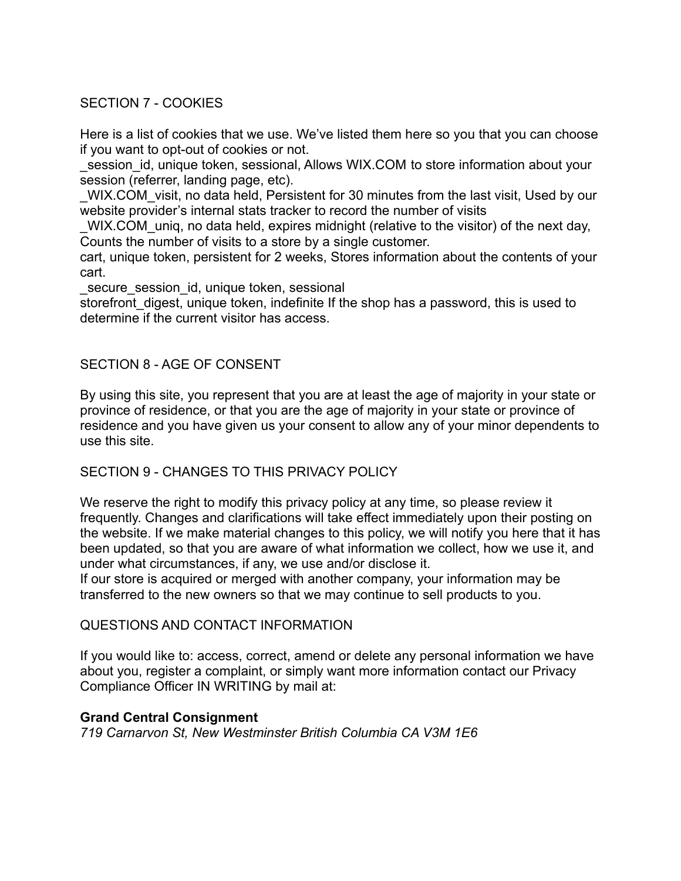## SECTION 7 - COOKIES

Here is a list of cookies that we use. We've listed them here so you that you can choose if you want to opt-out of cookies or not.

_session_id, unique token, sessional, Allows WIX.COM to store information about your session (referrer, landing page, etc).

_WIX.COM_visit, no data held, Persistent for 30 minutes from the last visit, Used by our website provider's internal stats tracker to record the number of visits

_WIX.COM_uniq, no data held, expires midnight (relative to the visitor) of the next day, Counts the number of visits to a store by a single customer.

cart, unique token, persistent for 2 weeks, Stores information about the contents of your cart.

_secure_session_id, unique token, sessional

storefront_digest, unique token, indefinite If the shop has a password, this is used to determine if the current visitor has access.

## SECTION 8 - AGE OF CONSENT

By using this site, you represent that you are at least the age of majority in your state or province of residence, or that you are the age of majority in your state or province of residence and you have given us your consent to allow any of your minor dependents to use this site.

## SECTION 9 - CHANGES TO THIS PRIVACY POLICY

We reserve the right to modify this privacy policy at any time, so please review it frequently. Changes and clarifications will take effect immediately upon their posting on the website. If we make material changes to this policy, we will notify you here that it has been updated, so that you are aware of what information we collect, how we use it, and under what circumstances, if any, we use and/or disclose it.

If our store is acquired or merged with another company, your information may be transferred to the new owners so that we may continue to sell products to you.

## QUESTIONS AND CONTACT INFORMATION

If you would like to: access, correct, amend or delete any personal information we have about you, register a complaint, or simply want more information contact our Privacy Compliance Officer IN WRITING by mail at:

**Grand Central Consignment**

*719 Carnarvon St, New Westminster British Columbia CA V3M 1E6*